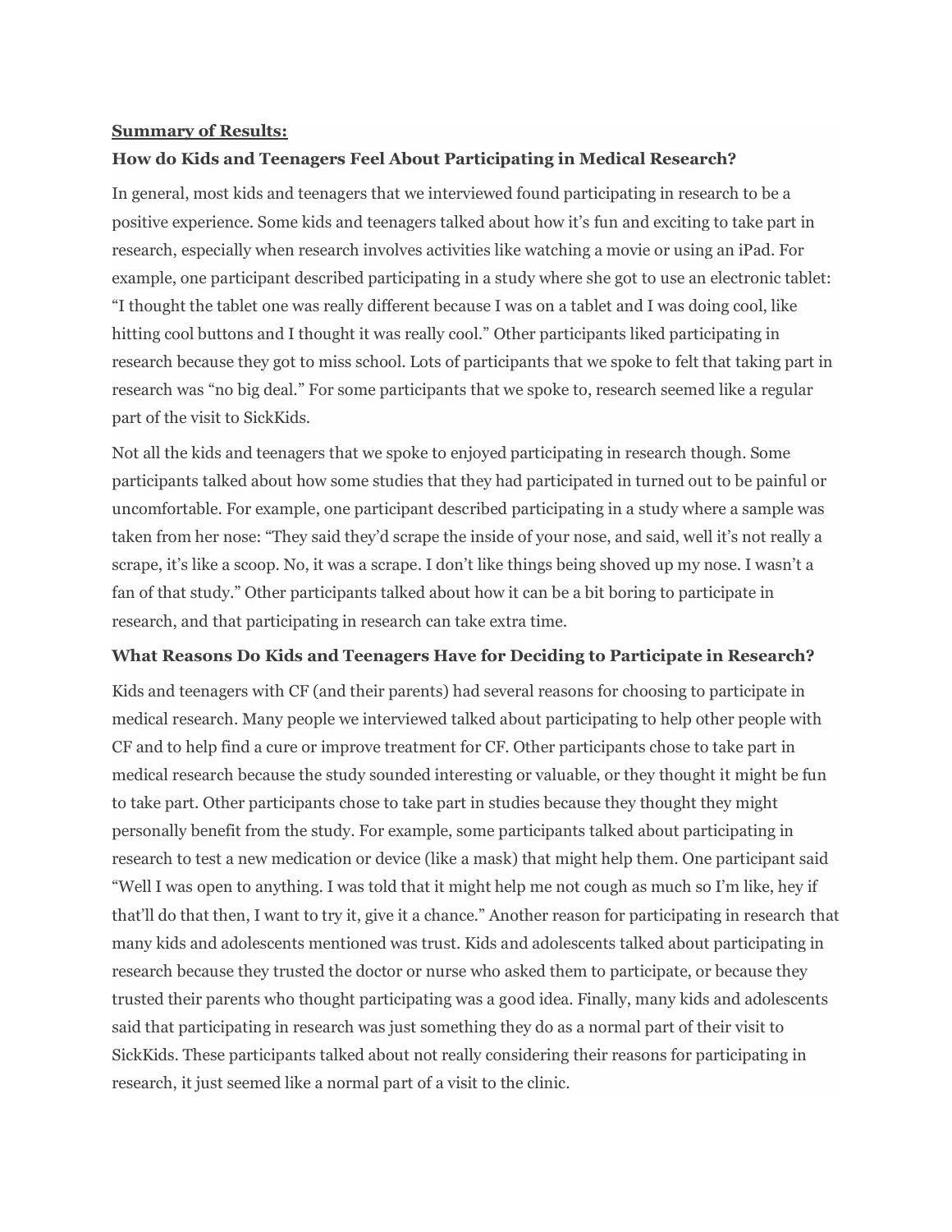**<u>Summary of Results:</u>**

**How do Kids and Teenagers Feel About Participating in Medical Research?**

In general, most kids and teenagers that we interviewed found participating in research to be a positive experience. Some kids and teenagers talked about how it's fun and exciting to take part in research, especially when research involves activities like watching a movie or using an iPad. For example, one participant described participating in a study where she got to use an electronic tablet: "I thought the tablet one was really different because I was on a tablet and I was doing cool, like hitting cool buttons and I thought it was really cool." Other participants liked participating in research because they got to miss school. Lots of participants that we spoke to felt that taking part in research was "no big deal." For some participants that we spoke to, research seemed like a regular part of the visit to SickKids.

Not all the kids and teenagers that we spoke to enjoyed participating in research though. Some participants talked about how some studies that they had participated in turned out to be painful or uncomfortable. For example, one participant described participating in a study where a sample was taken from her nose: "They said they'd scrape the inside of your nose, and said, well it's not really a scrape, it's like a scoop. No, it was a scrape. I don't like things being shoved up my nose. I wasn't a fan of that study." Other participants talked about how it can be a bit boring to participate in research, and that participating in research can take extra time.

**What Reasons Do Kids and Teenagers Have for Deciding to Participate in Research?**

Kids and teenagers with CF (and their parents) had several reasons for choosing to participate in medical research. Many people we interviewed talked about participating to help other people with CF and to help find a cure or improve treatment for CF. Other participants chose to take part in medical research because the study sounded interesting or valuable, or they thought it might be fun to take part. Other participants chose to take part in studies because they thought they might personally benefit from the study. For example, some participants talked about participating in research to test a new medication or device (like a mask) that might help them. One participant said "Well I was open to anything. I was told that it might help me not cough as much so I'm like, hey if that'll do that then, I want to try it, give it a chance." Another reason for participating in research that many kids and adolescents mentioned was trust. Kids and adolescents talked about participating in research because they trusted the doctor or nurse who asked them to participate, or because they trusted their parents who thought participating was a good idea. Finally, many kids and adolescents said that participating in research was just something they do as a normal part of their visit to SickKids. These participants talked about not really considering their reasons for participating in research, it just seemed like a normal part of a visit to the clinic.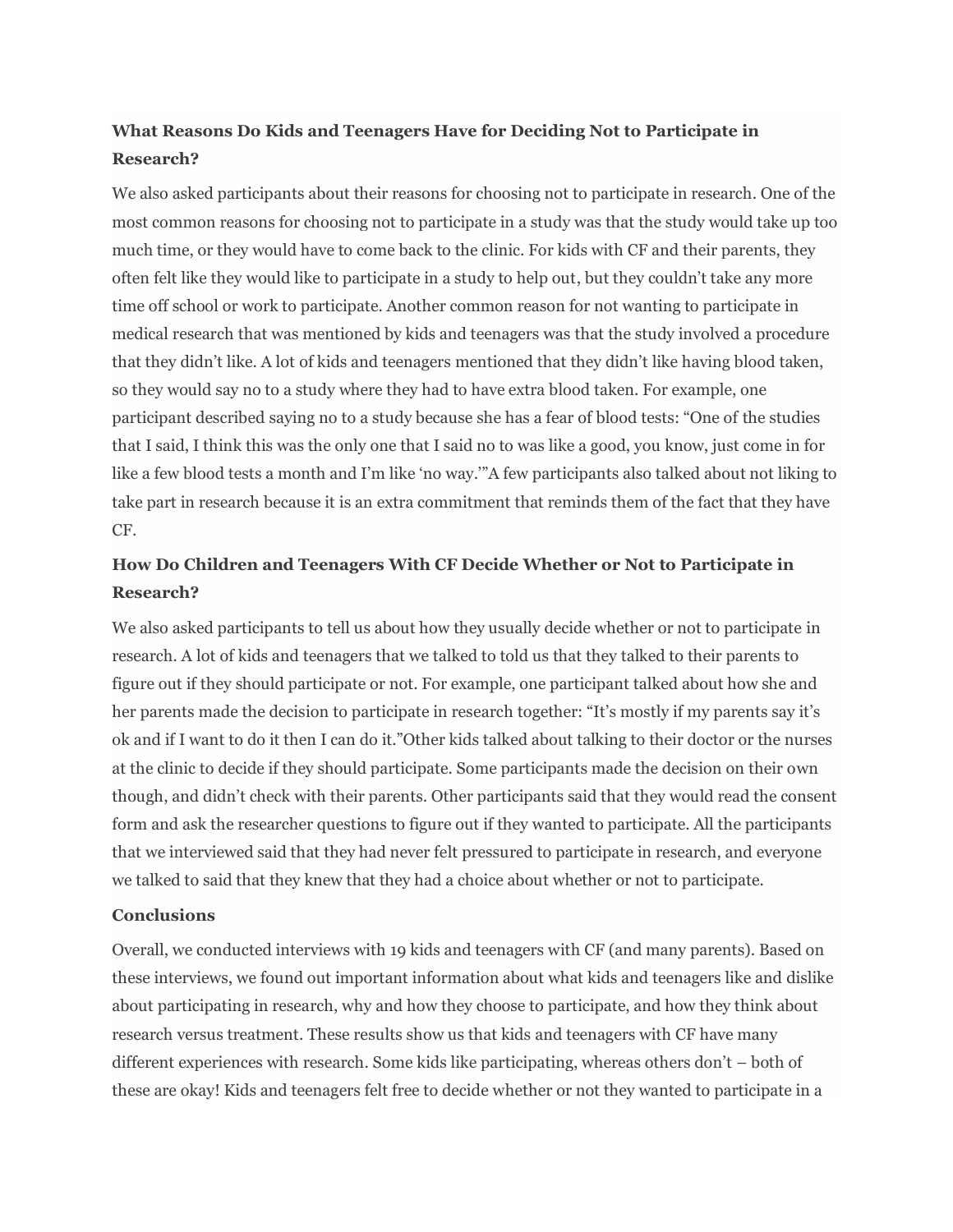### What Reasons Do Kids and Teenagers Have for Deciding Not to Participate in Research?

We also asked participants about their reasons for choosing not to participate in research. One of the most common reasons for choosing not to participate in a study was that the study would take up too much time, or they would have to come back to the clinic. For kids with CF and their parents, they often felt like they would like to participate in a study to help out, but they couldn't take any more time off school or work to participate. Another common reason for not wanting to participate in medical research that was mentioned by kids and teenagers was that the study involved a procedure that they didn't like. A lot of kids and teenagers mentioned that they didn't like having blood taken, so they would say no to a study where they had to have extra blood taken. For example, one participant described saying no to a study because she has a fear of blood tests: "One of the studies that I said, I think this was the only one that I said no to was like a good, you know, just come in for like a few blood tests a month and I'm like 'no way.'"A few participants also talked about not liking to take part in research because it is an extra commitment that reminds them of the fact that they have CF.

### How Do Children and Teenagers With CF Decide Whether or Not to Participate in Research?

We also asked participants to tell us about how they usually decide whether or not to participate in research. A lot of kids and teenagers that we talked to told us that they talked to their parents to figure out if they should participate or not. For example, one participant talked about how she and her parents made the decision to participate in research together: "It's mostly if my parents say it's ok and if I want to do it then I can do it."Other kids talked about talking to their doctor or the nurses at the clinic to decide if they should participate. Some participants made the decision on their own though, and didn't check with their parents. Other participants said that they would read the consent form and ask the researcher questions to figure out if they wanted to participate. All the participants that we interviewed said that they had never felt pressured to participate in research, and everyone we talked to said that they knew that they had a choice about whether or not to participate.

### Conclusions

Overall, we conducted interviews with 19 kids and teenagers with CF (and many parents). Based on these interviews, we found out important information about what kids and teenagers like and dislike about participating in research, why and how they choose to participate, and how they think about research versus treatment. These results show us that kids and teenagers with CF have many different experiences with research. Some kids like participating, whereas others don't – both of these are okay! Kids and teenagers felt free to decide whether or not they wanted to participate in a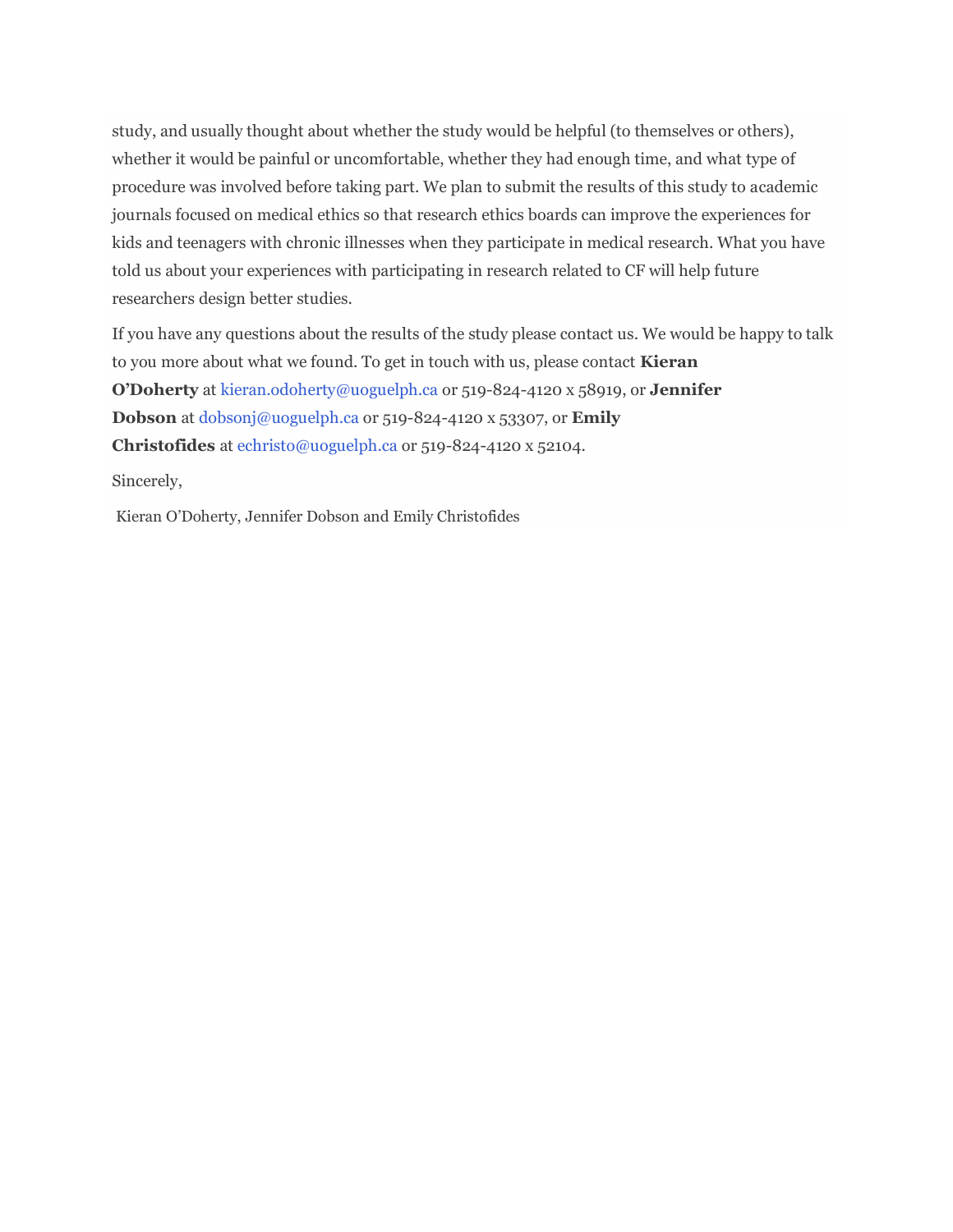study, and usually thought about whether the study would be helpful (to themselves or others), whether it would be painful or uncomfortable, whether they had enough time, and what type of procedure was involved before taking part. We plan to submit the results of this study to academic journals focused on medical ethics so that research ethics boards can improve the experiences for kids and teenagers with chronic illnesses when they participate in medical research. What you have told us about your experiences with participating in research related to CF will help future researchers design better studies.

If you have any questions about the results of the study please contact us. We would be happy to talk to you more about what we found. To get in touch with us, please contact **Kieran O'Doherty** at kieran.odoherty@uoguelph.ca or 519-824-4120 x 58919, or **Jennifer Dobson** at dobsonj@uoguelph.ca or 519-824-4120 x 53307, or **Emily Christofides** at echristo@uoguelph.ca or 519-824-4120 x 52104.

Sincerely,

Kieran O'Doherty, Jennifer Dobson and Emily Christofides